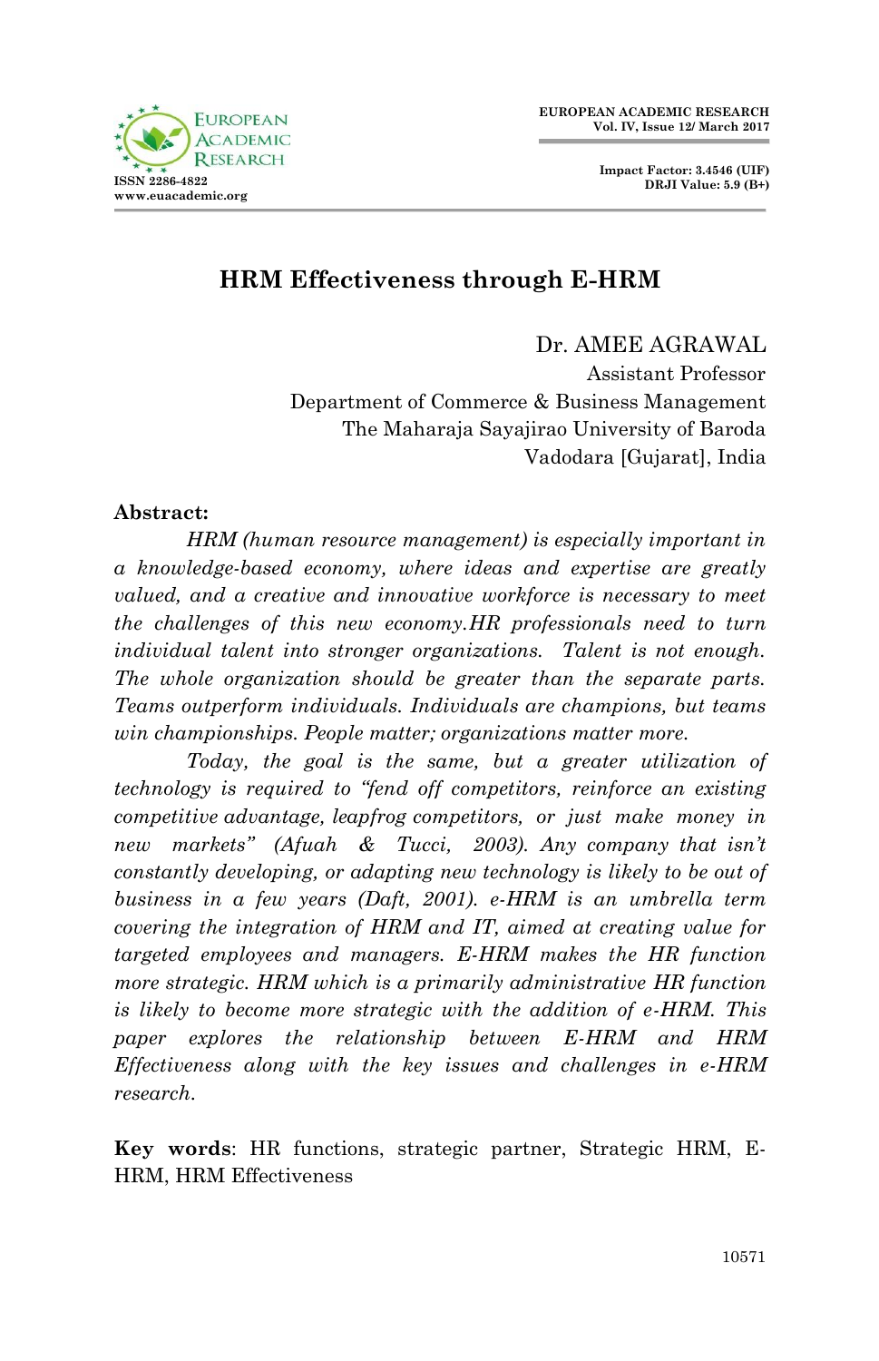# HRM Effectiveness through E-HRM

Dr. AMEE AGRAWAL
Assistant Professor
Department of Commerce & Business Management
The Maharaja Sayajirao University of Baroda
Vadodara [Gujarat], India

**Abstract:**

*HRM (human resource management) is especially important in a knowledge-based economy, where ideas and expertise are greatly valued, and a creative and innovative workforce is necessary to meet the challenges of this new economy.HR professionals need to turn individual talent into stronger organizations. Talent is not enough. The whole organization should be greater than the separate parts. Teams outperform individuals. Individuals are champions, but teams win championships. People matter; organizations matter more.*

*Today, the goal is the same, but a greater utilization of technology is required to "fend off competitors, reinforce an existing competitive advantage, leapfrog competitors, or just make money in new markets" (Afuah & Tucci, 2003). Any company that isn't constantly developing, or adapting new technology is likely to be out of business in a few years (Daft, 2001). e-HRM is an umbrella term covering the integration of HRM and IT, aimed at creating value for targeted employees and managers. E-HRM makes the HR function more strategic. HRM which is a primarily administrative HR function is likely to become more strategic with the addition of e-HRM. This paper explores the relationship between E-HRM and HRM Effectiveness along with the key issues and challenges in e-HRM research.*

**Key words**: HR functions, strategic partner, Strategic HRM, E-HRM, HRM Effectiveness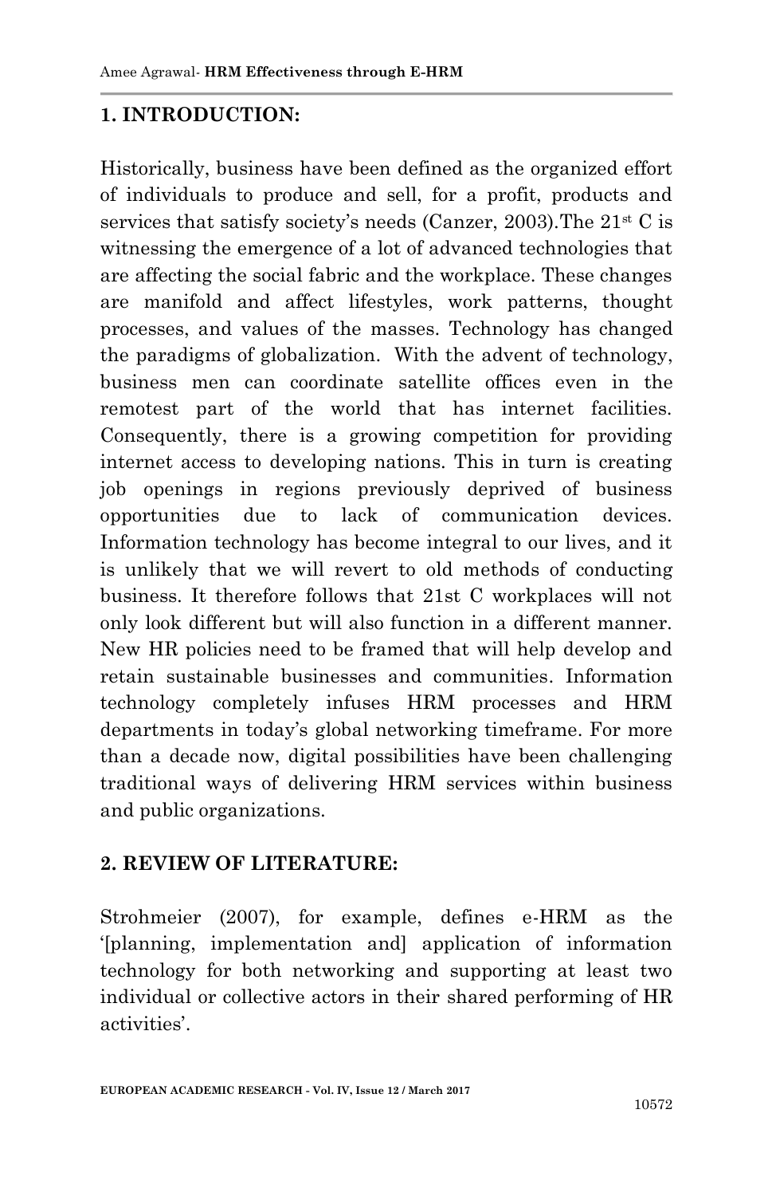## 1. INTRODUCTION:

Historically, business have been defined as the organized effort of individuals to produce and sell, for a profit, products and services that satisfy society's needs (Canzer, 2003).The 21st C is witnessing the emergence of a lot of advanced technologies that are affecting the social fabric and the workplace. These changes are manifold and affect lifestyles, work patterns, thought processes, and values of the masses. Technology has changed the paradigms of globalization. With the advent of technology, business men can coordinate satellite offices even in the remotest part of the world that has internet facilities. Consequently, there is a growing competition for providing internet access to developing nations. This in turn is creating job openings in regions previously deprived of business opportunities due to lack of communication devices. Information technology has become integral to our lives, and it is unlikely that we will revert to old methods of conducting business. It therefore follows that 21st C workplaces will not only look different but will also function in a different manner. New HR policies need to be framed that will help develop and retain sustainable businesses and communities. Information technology completely infuses HRM processes and HRM departments in today's global networking timeframe. For more than a decade now, digital possibilities have been challenging traditional ways of delivering HRM services within business and public organizations.

## 2. REVIEW OF LITERATURE:

Strohmeier (2007), for example, defines e-HRM as the '[planning, implementation and] application of information technology for both networking and supporting at least two individual or collective actors in their shared performing of HR activities'.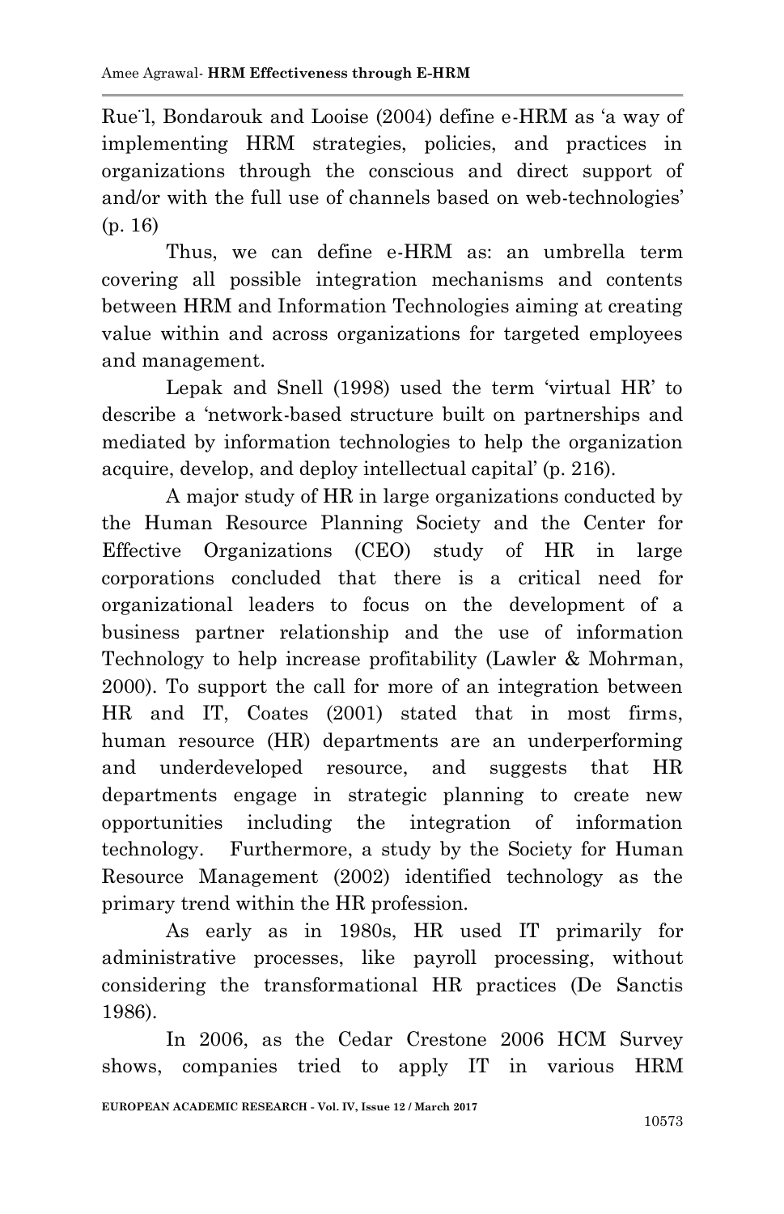Rue¨l, Bondarouk and Looise (2004) define e-HRM as 'a way of implementing HRM strategies, policies, and practices in organizations through the conscious and direct support of and/or with the full use of channels based on web-technologies' (p. 16)

Thus, we can define e-HRM as: an umbrella term covering all possible integration mechanisms and contents between HRM and Information Technologies aiming at creating value within and across organizations for targeted employees and management.

Lepak and Snell (1998) used the term 'virtual HR' to describe a 'network-based structure built on partnerships and mediated by information technologies to help the organization acquire, develop, and deploy intellectual capital' (p. 216).

A major study of HR in large organizations conducted by the Human Resource Planning Society and the Center for Effective Organizations (CEO) study of HR in large corporations concluded that there is a critical need for organizational leaders to focus on the development of a business partner relationship and the use of information Technology to help increase profitability (Lawler & Mohrman, 2000). To support the call for more of an integration between HR and IT, Coates (2001) stated that in most firms, human resource (HR) departments are an underperforming and underdeveloped resource, and suggests that HR departments engage in strategic planning to create new opportunities including the integration of information technology. Furthermore, a study by the Society for Human Resource Management (2002) identified technology as the primary trend within the HR profession.

As early as in 1980s, HR used IT primarily for administrative processes, like payroll processing, without considering the transformational HR practices (De Sanctis 1986).

In 2006, as the Cedar Crestone 2006 HCM Survey shows, companies tried to apply IT in various HRM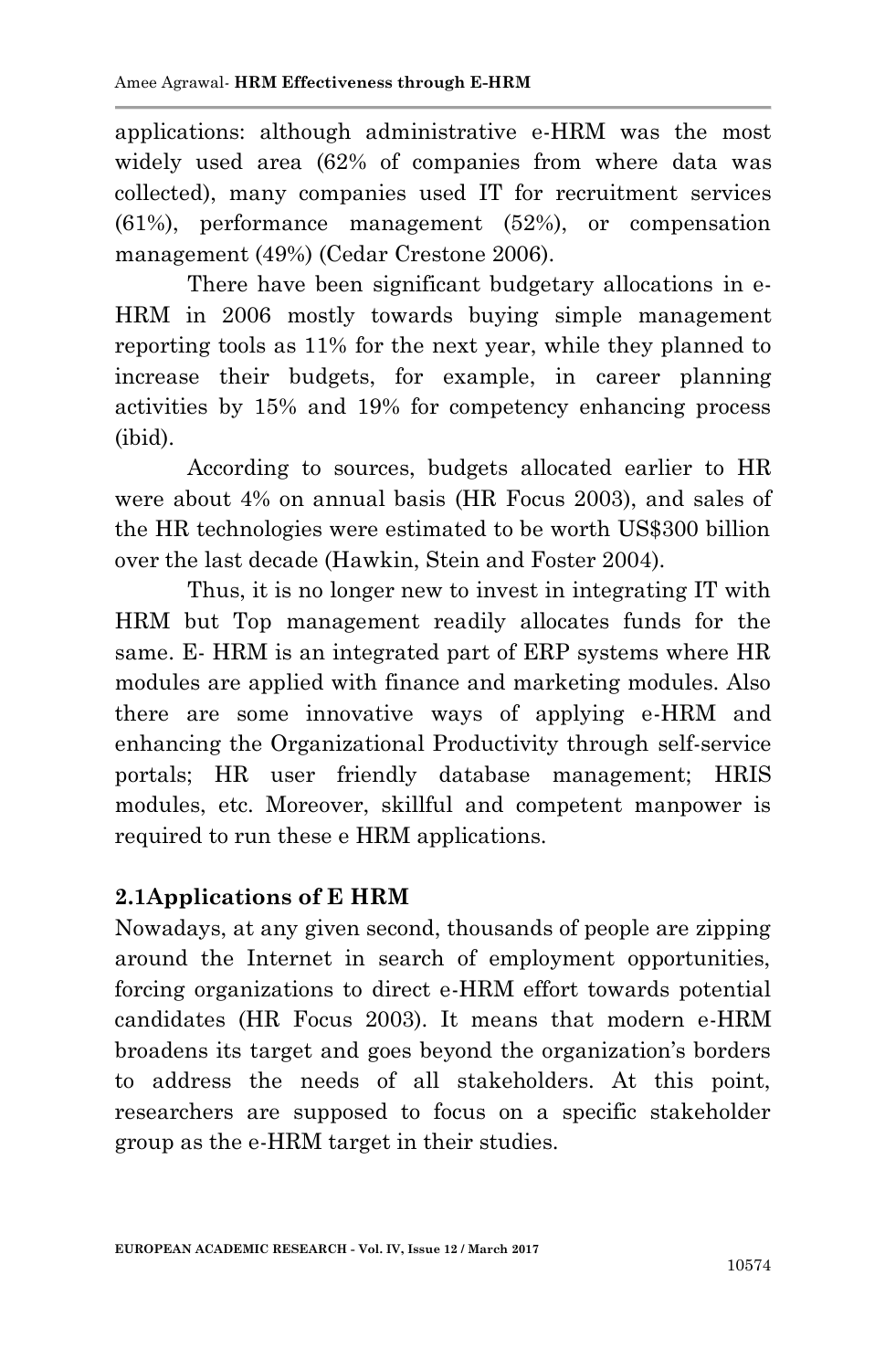applications: although administrative e-HRM was the most widely used area (62% of companies from where data was collected), many companies used IT for recruitment services (61%), performance management (52%), or compensation management (49%) (Cedar Crestone 2006).

There have been significant budgetary allocations in e-HRM in 2006 mostly towards buying simple management reporting tools as 11% for the next year, while they planned to increase their budgets, for example, in career planning activities by 15% and 19% for competency enhancing process (ibid).

According to sources, budgets allocated earlier to HR were about 4% on annual basis (HR Focus 2003), and sales of the HR technologies were estimated to be worth US$300 billion over the last decade (Hawkin, Stein and Foster 2004).

Thus, it is no longer new to invest in integrating IT with HRM but Top management readily allocates funds for the same. E- HRM is an integrated part of ERP systems where HR modules are applied with finance and marketing modules. Also there are some innovative ways of applying e-HRM and enhancing the Organizational Productivity through self-service portals; HR user friendly database management; HRIS modules, etc. Moreover, skillful and competent manpower is required to run these e HRM applications.

## 2.1Applications of E HRM

Nowadays, at any given second, thousands of people are zipping around the Internet in search of employment opportunities, forcing organizations to direct e-HRM effort towards potential candidates (HR Focus 2003). It means that modern e-HRM broadens its target and goes beyond the organization's borders to address the needs of all stakeholders. At this point, researchers are supposed to focus on a specific stakeholder group as the e-HRM target in their studies.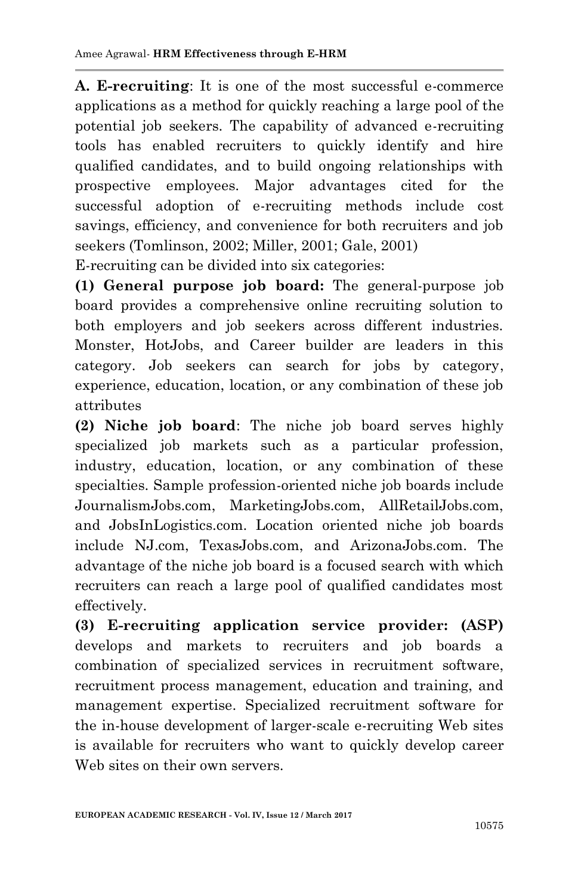**A. E-recruiting**: It is one of the most successful e-commerce applications as a method for quickly reaching a large pool of the potential job seekers. The capability of advanced e-recruiting tools has enabled recruiters to quickly identify and hire qualified candidates, and to build ongoing relationships with prospective employees. Major advantages cited for the successful adoption of e-recruiting methods include cost savings, efficiency, and convenience for both recruiters and job seekers (Tomlinson, 2002; Miller, 2001; Gale, 2001)

E-recruiting can be divided into six categories:

**(1) General purpose job board:** The general-purpose job board provides a comprehensive online recruiting solution to both employers and job seekers across different industries. Monster, HotJobs, and Career builder are leaders in this category. Job seekers can search for jobs by category, experience, education, location, or any combination of these job attributes

**(2) Niche job board**: The niche job board serves highly specialized job markets such as a particular profession, industry, education, location, or any combination of these specialties. Sample profession-oriented niche job boards include JournalismJobs.com, MarketingJobs.com, AllRetailJobs.com, and JobsInLogistics.com. Location oriented niche job boards include NJ.com, TexasJobs.com, and ArizonaJobs.com. The advantage of the niche job board is a focused search with which recruiters can reach a large pool of qualified candidates most effectively.

**(3) E-recruiting application service provider: (ASP)** develops and markets to recruiters and job boards a combination of specialized services in recruitment software, recruitment process management, education and training, and management expertise. Specialized recruitment software for the in-house development of larger-scale e-recruiting Web sites is available for recruiters who want to quickly develop career Web sites on their own servers.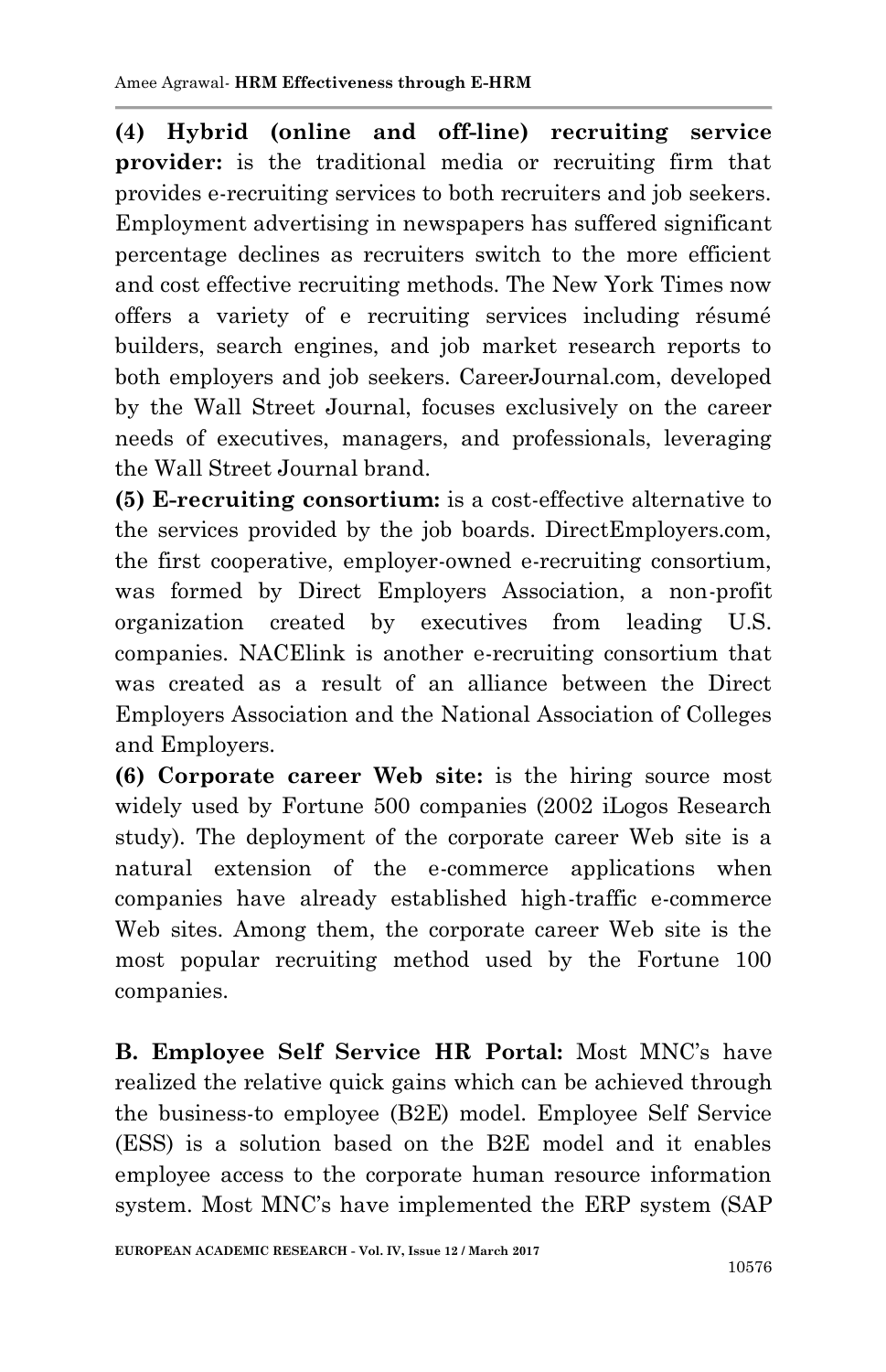**(4) Hybrid (online and off-line) recruiting service provider:** is the traditional media or recruiting firm that provides e-recruiting services to both recruiters and job seekers. Employment advertising in newspapers has suffered significant percentage declines as recruiters switch to the more efficient and cost effective recruiting methods. The New York Times now offers a variety of e recruiting services including résumé builders, search engines, and job market research reports to both employers and job seekers. CareerJournal.com, developed by the Wall Street Journal, focuses exclusively on the career needs of executives, managers, and professionals, leveraging the Wall Street Journal brand.

**(5) E-recruiting consortium:** is a cost-effective alternative to the services provided by the job boards. DirectEmployers.com, the first cooperative, employer-owned e-recruiting consortium, was formed by Direct Employers Association, a non-profit organization created by executives from leading U.S. companies. NACElink is another e-recruiting consortium that was created as a result of an alliance between the Direct Employers Association and the National Association of Colleges and Employers.

**(6) Corporate career Web site:** is the hiring source most widely used by Fortune 500 companies (2002 iLogos Research study). The deployment of the corporate career Web site is a natural extension of the e-commerce applications when companies have already established high-traffic e-commerce Web sites. Among them, the corporate career Web site is the most popular recruiting method used by the Fortune 100 companies.

**B. Employee Self Service HR Portal:** Most MNC's have realized the relative quick gains which can be achieved through the business-to employee (B2E) model. Employee Self Service (ESS) is a solution based on the B2E model and it enables employee access to the corporate human resource information system. Most MNC's have implemented the ERP system (SAP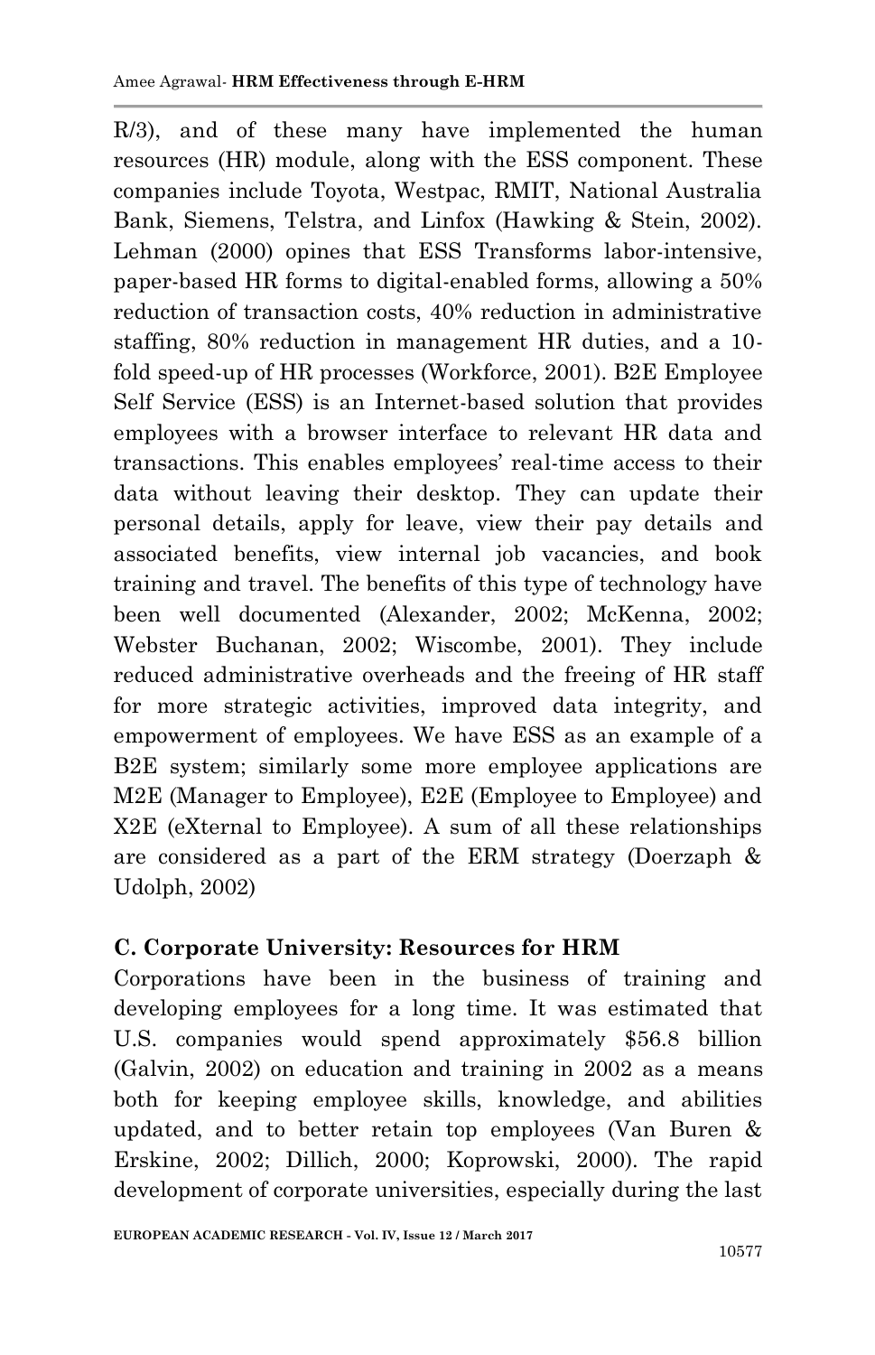R/3), and of these many have implemented the human resources (HR) module, along with the ESS component. These companies include Toyota, Westpac, RMIT, National Australia Bank, Siemens, Telstra, and Linfox (Hawking & Stein, 2002). Lehman (2000) opines that ESS Transforms labor-intensive, paper-based HR forms to digital-enabled forms, allowing a 50% reduction of transaction costs, 40% reduction in administrative staffing, 80% reduction in management HR duties, and a 10-fold speed-up of HR processes (Workforce, 2001). B2E Employee Self Service (ESS) is an Internet-based solution that provides employees with a browser interface to relevant HR data and transactions. This enables employees' real-time access to their data without leaving their desktop. They can update their personal details, apply for leave, view their pay details and associated benefits, view internal job vacancies, and book training and travel. The benefits of this type of technology have been well documented (Alexander, 2002; McKenna, 2002; Webster Buchanan, 2002; Wiscombe, 2001). They include reduced administrative overheads and the freeing of HR staff for more strategic activities, improved data integrity, and empowerment of employees. We have ESS as an example of a B2E system; similarly some more employee applications are M2E (Manager to Employee), E2E (Employee to Employee) and X2E (eXternal to Employee). A sum of all these relationships are considered as a part of the ERM strategy (Doerzaph & Udolph, 2002)

### C. Corporate University: Resources for HRM

Corporations have been in the business of training and developing employees for a long time. It was estimated that U.S. companies would spend approximately $56.8 billion (Galvin, 2002) on education and training in 2002 as a means both for keeping employee skills, knowledge, and abilities updated, and to better retain top employees (Van Buren & Erskine, 2002; Dillich, 2000; Koprowski, 2000). The rapid development of corporate universities, especially during the last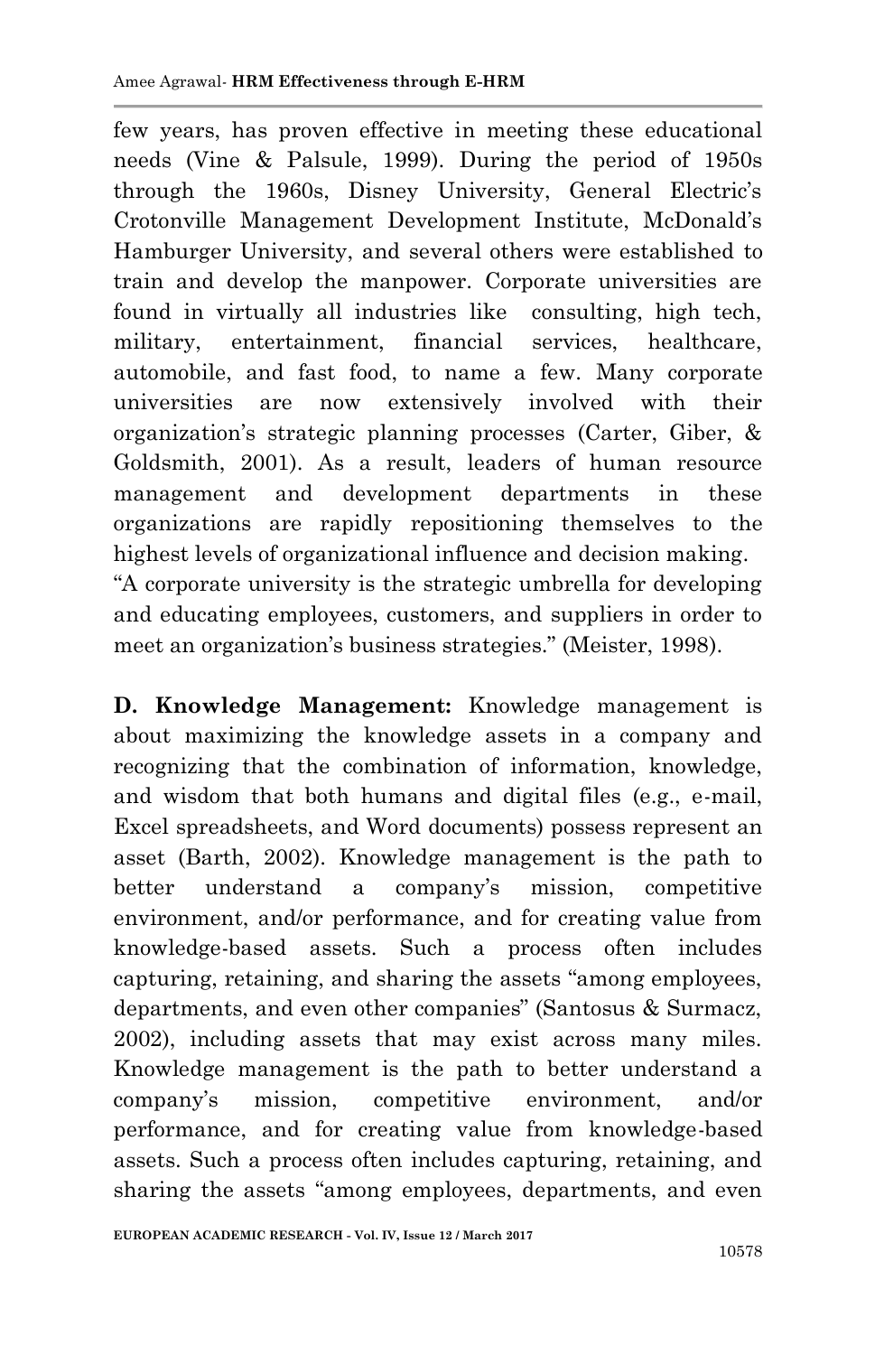few years, has proven effective in meeting these educational needs (Vine & Palsule, 1999). During the period of 1950s through the 1960s, Disney University, General Electric's Crotonville Management Development Institute, McDonald's Hamburger University, and several others were established to train and develop the manpower. Corporate universities are found in virtually all industries like consulting, high tech, military, entertainment, financial services, healthcare, automobile, and fast food, to name a few. Many corporate universities are now extensively involved with their organization's strategic planning processes (Carter, Giber, & Goldsmith, 2001). As a result, leaders of human resource management and development departments in these organizations are rapidly repositioning themselves to the highest levels of organizational influence and decision making.
"A corporate university is the strategic umbrella for developing and educating employees, customers, and suppliers in order to meet an organization's business strategies." (Meister, 1998).

**D. Knowledge Management:** Knowledge management is about maximizing the knowledge assets in a company and recognizing that the combination of information, knowledge, and wisdom that both humans and digital files (e.g., e-mail, Excel spreadsheets, and Word documents) possess represent an asset (Barth, 2002). Knowledge management is the path to better understand a company's mission, competitive environment, and/or performance, and for creating value from knowledge-based assets. Such a process often includes capturing, retaining, and sharing the assets "among employees, departments, and even other companies" (Santosus & Surmacz, 2002), including assets that may exist across many miles. Knowledge management is the path to better understand a company's mission, competitive environment, and/or performance, and for creating value from knowledge-based assets. Such a process often includes capturing, retaining, and sharing the assets "among employees, departments, and even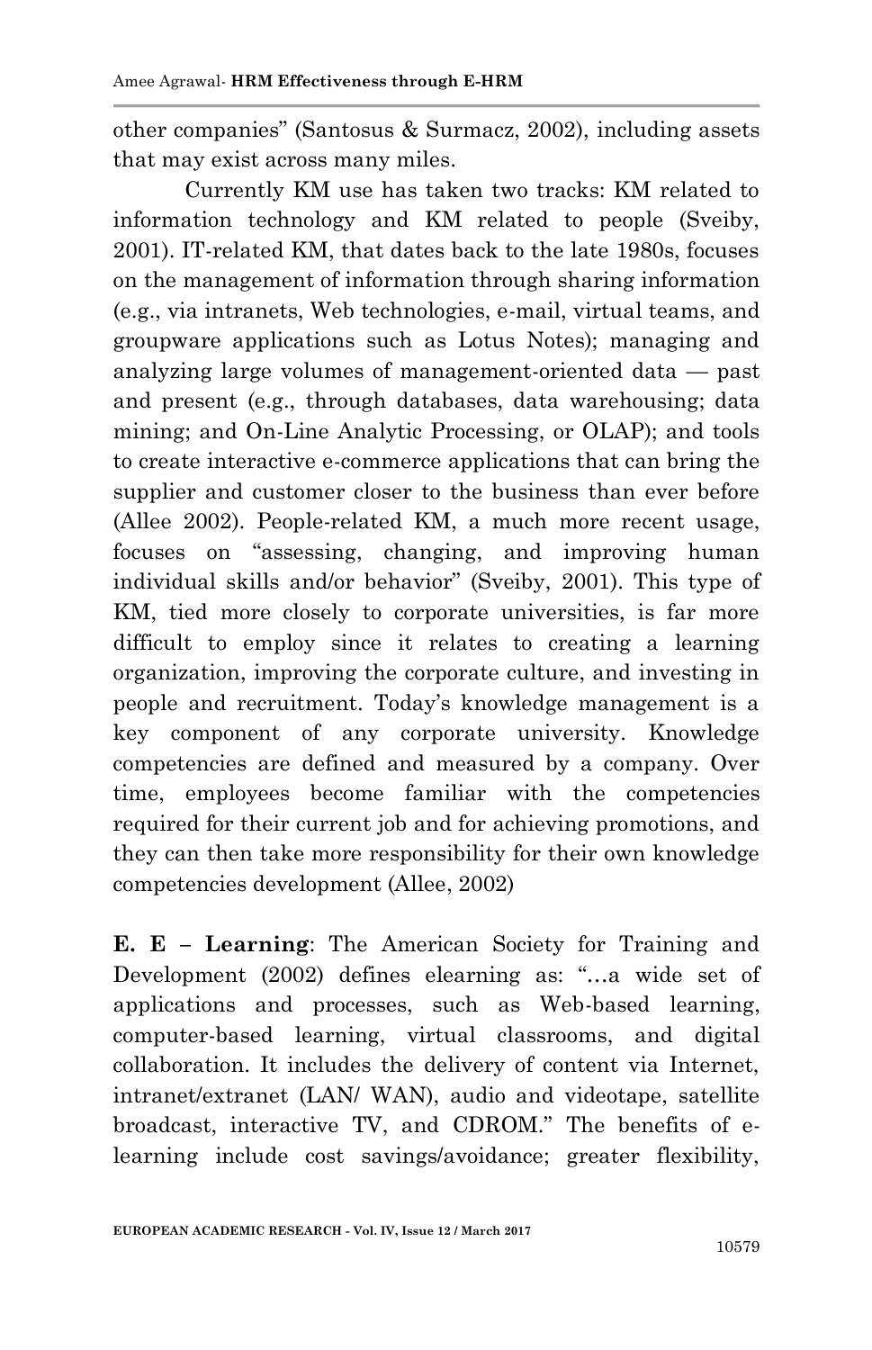other companies" (Santosus & Surmacz, 2002), including assets that may exist across many miles.

Currently KM use has taken two tracks: KM related to information technology and KM related to people (Sveiby, 2001). IT-related KM, that dates back to the late 1980s, focuses on the management of information through sharing information (e.g., via intranets, Web technologies, e-mail, virtual teams, and groupware applications such as Lotus Notes); managing and analyzing large volumes of management-oriented data — past and present (e.g., through databases, data warehousing; data mining; and On-Line Analytic Processing, or OLAP); and tools to create interactive e-commerce applications that can bring the supplier and customer closer to the business than ever before (Allee 2002). People-related KM, a much more recent usage, focuses on "assessing, changing, and improving human individual skills and/or behavior" (Sveiby, 2001). This type of KM, tied more closely to corporate universities, is far more difficult to employ since it relates to creating a learning organization, improving the corporate culture, and investing in people and recruitment. Today's knowledge management is a key component of any corporate university. Knowledge competencies are defined and measured by a company. Over time, employees become familiar with the competencies required for their current job and for achieving promotions, and they can then take more responsibility for their own knowledge competencies development (Allee, 2002)

**E. E – Learning**: The American Society for Training and Development (2002) defines elearning as: "…a wide set of applications and processes, such as Web-based learning, computer-based learning, virtual classrooms, and digital collaboration. It includes the delivery of content via Internet, intranet/extranet (LAN/ WAN), audio and videotape, satellite broadcast, interactive TV, and CDROM." The benefits of e-learning include cost savings/avoidance; greater flexibility,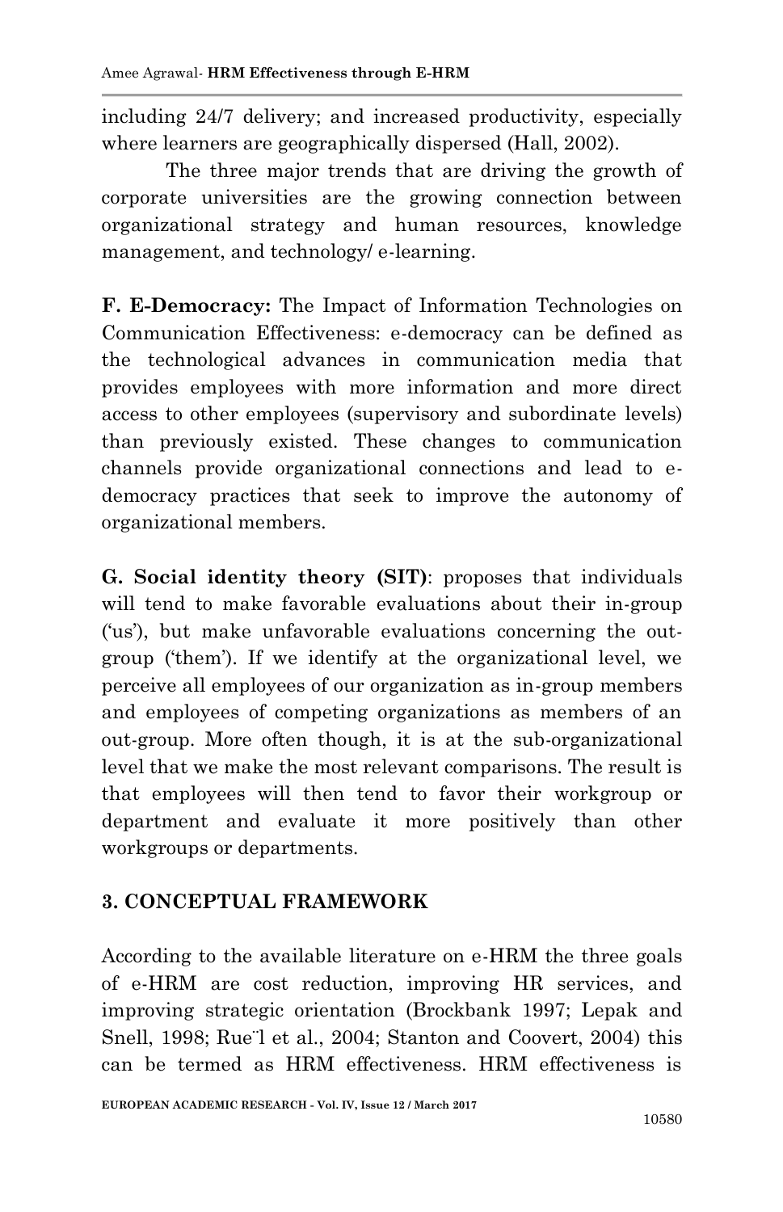including 24/7 delivery; and increased productivity, especially where learners are geographically dispersed (Hall, 2002).

The three major trends that are driving the growth of corporate universities are the growing connection between organizational strategy and human resources, knowledge management, and technology/ e-learning.

**F. E-Democracy:** The Impact of Information Technologies on Communication Effectiveness: e-democracy can be defined as the technological advances in communication media that provides employees with more information and more direct access to other employees (supervisory and subordinate levels) than previously existed. These changes to communication channels provide organizational connections and lead to e-democracy practices that seek to improve the autonomy of organizational members.

**G. Social identity theory (SIT)**: proposes that individuals will tend to make favorable evaluations about their in-group ('us'), but make unfavorable evaluations concerning the out-group ('them'). If we identify at the organizational level, we perceive all employees of our organization as in-group members and employees of competing organizations as members of an out-group. More often though, it is at the sub-organizational level that we make the most relevant comparisons. The result is that employees will then tend to favor their workgroup or department and evaluate it more positively than other workgroups or departments.

## 3. CONCEPTUAL FRAMEWORK

According to the available literature on e-HRM the three goals of e-HRM are cost reduction, improving HR services, and improving strategic orientation (Brockbank 1997; Lepak and Snell, 1998; Rue¨l et al., 2004; Stanton and Coovert, 2004) this can be termed as HRM effectiveness. HRM effectiveness is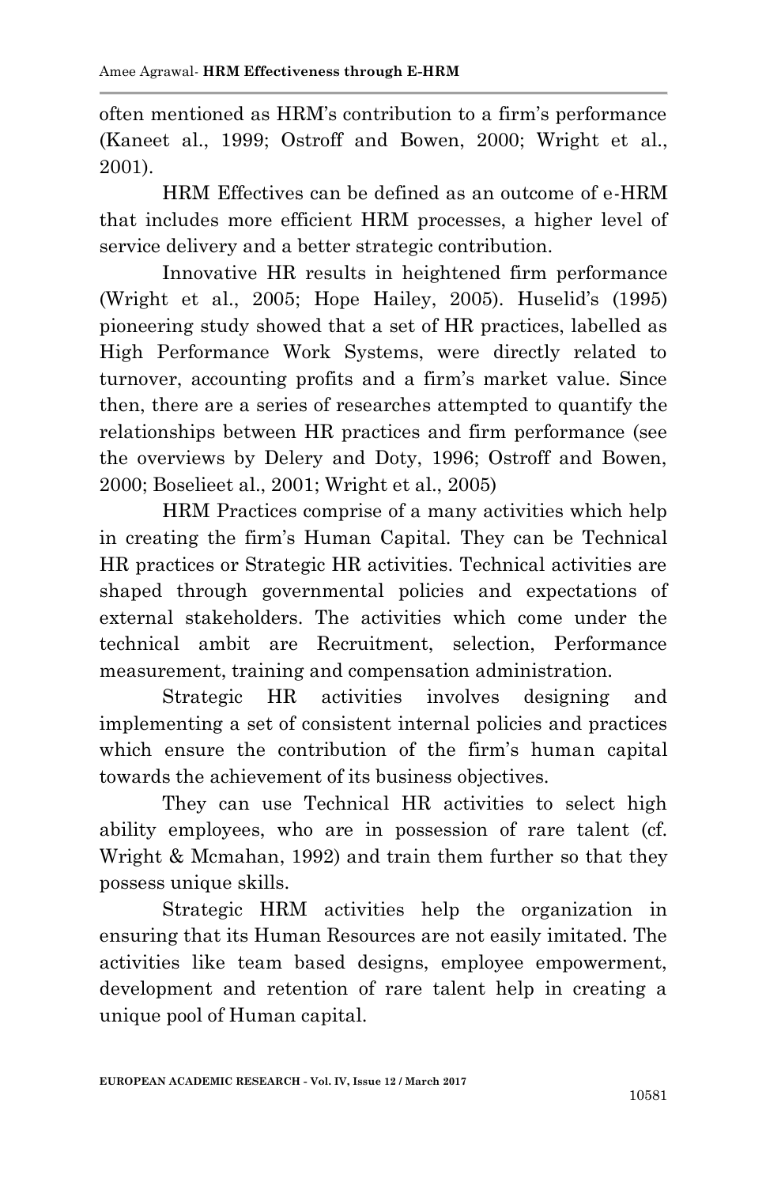often mentioned as HRM's contribution to a firm's performance (Kaneet al., 1999; Ostroff and Bowen, 2000; Wright et al., 2001).

HRM Effectives can be defined as an outcome of e-HRM that includes more efficient HRM processes, a higher level of service delivery and a better strategic contribution.

Innovative HR results in heightened firm performance (Wright et al., 2005; Hope Hailey, 2005). Huselid's (1995) pioneering study showed that a set of HR practices, labelled as High Performance Work Systems, were directly related to turnover, accounting profits and a firm's market value. Since then, there are a series of researches attempted to quantify the relationships between HR practices and firm performance (see the overviews by Delery and Doty, 1996; Ostroff and Bowen, 2000; Boselieet al., 2001; Wright et al., 2005)

HRM Practices comprise of a many activities which help in creating the firm's Human Capital. They can be Technical HR practices or Strategic HR activities. Technical activities are shaped through governmental policies and expectations of external stakeholders. The activities which come under the technical ambit are Recruitment, selection, Performance measurement, training and compensation administration.

Strategic HR activities involves designing and implementing a set of consistent internal policies and practices which ensure the contribution of the firm's human capital towards the achievement of its business objectives.

They can use Technical HR activities to select high ability employees, who are in possession of rare talent (cf. Wright & Mcmahan, 1992) and train them further so that they possess unique skills.

Strategic HRM activities help the organization in ensuring that its Human Resources are not easily imitated. The activities like team based designs, employee empowerment, development and retention of rare talent help in creating a unique pool of Human capital.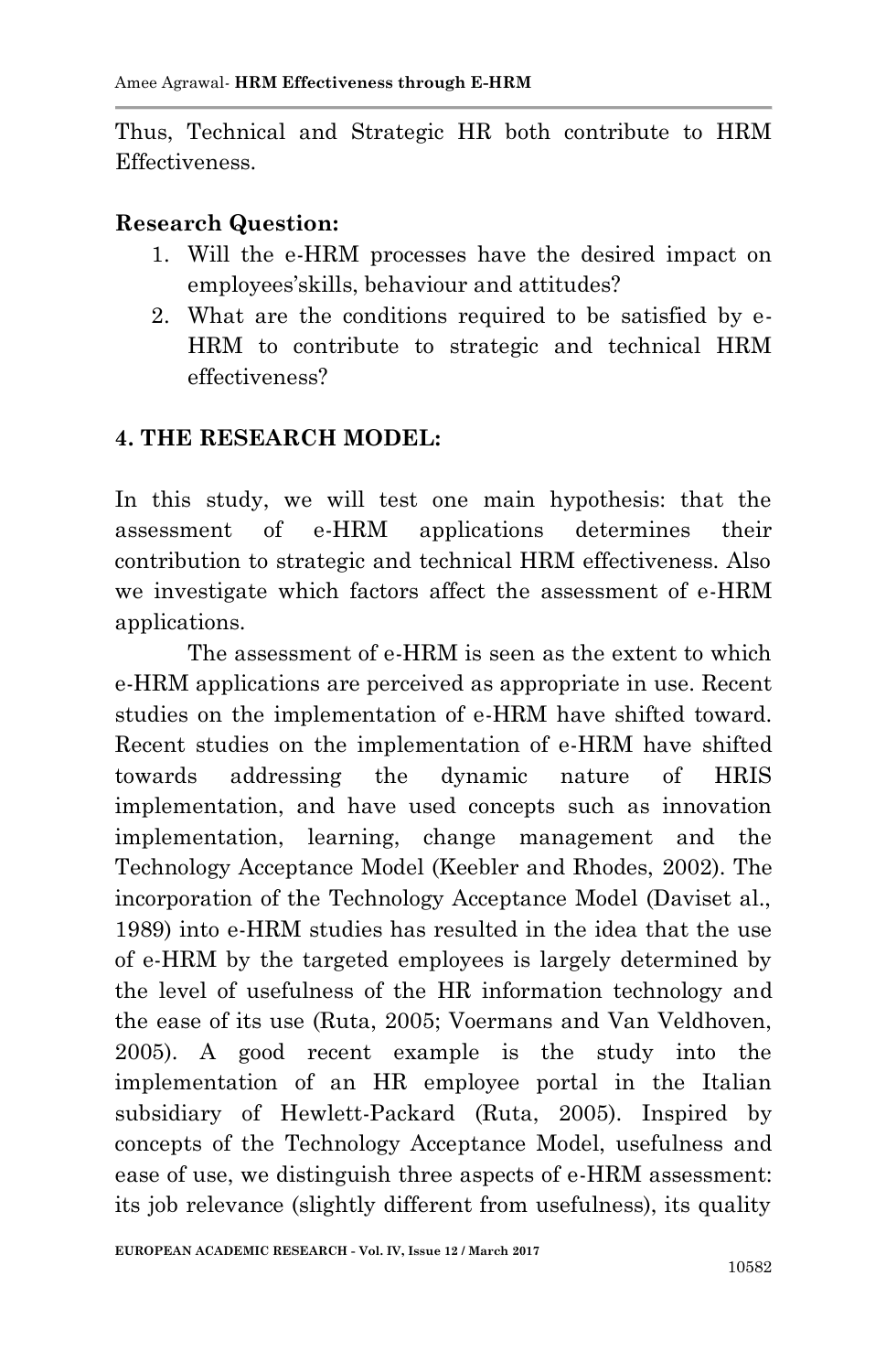Thus, Technical and Strategic HR both contribute to HRM Effectiveness.

**Research Question:**

1. Will the e-HRM processes have the desired impact on employees'skills, behaviour and attitudes?
2. What are the conditions required to be satisfied by e-HRM to contribute to strategic and technical HRM effectiveness?

## 4. THE RESEARCH MODEL:

In this study, we will test one main hypothesis: that the assessment of e-HRM applications determines their contribution to strategic and technical HRM effectiveness. Also we investigate which factors affect the assessment of e-HRM applications.

The assessment of e-HRM is seen as the extent to which e-HRM applications are perceived as appropriate in use. Recent studies on the implementation of e-HRM have shifted toward. Recent studies on the implementation of e-HRM have shifted towards addressing the dynamic nature of HRIS implementation, and have used concepts such as innovation implementation, learning, change management and the Technology Acceptance Model (Keebler and Rhodes, 2002). The incorporation of the Technology Acceptance Model (Daviset al., 1989) into e-HRM studies has resulted in the idea that the use of e-HRM by the targeted employees is largely determined by the level of usefulness of the HR information technology and the ease of its use (Ruta, 2005; Voermans and Van Veldhoven, 2005). A good recent example is the study into the implementation of an HR employee portal in the Italian subsidiary of Hewlett-Packard (Ruta, 2005). Inspired by concepts of the Technology Acceptance Model, usefulness and ease of use, we distinguish three aspects of e-HRM assessment: its job relevance (slightly different from usefulness), its quality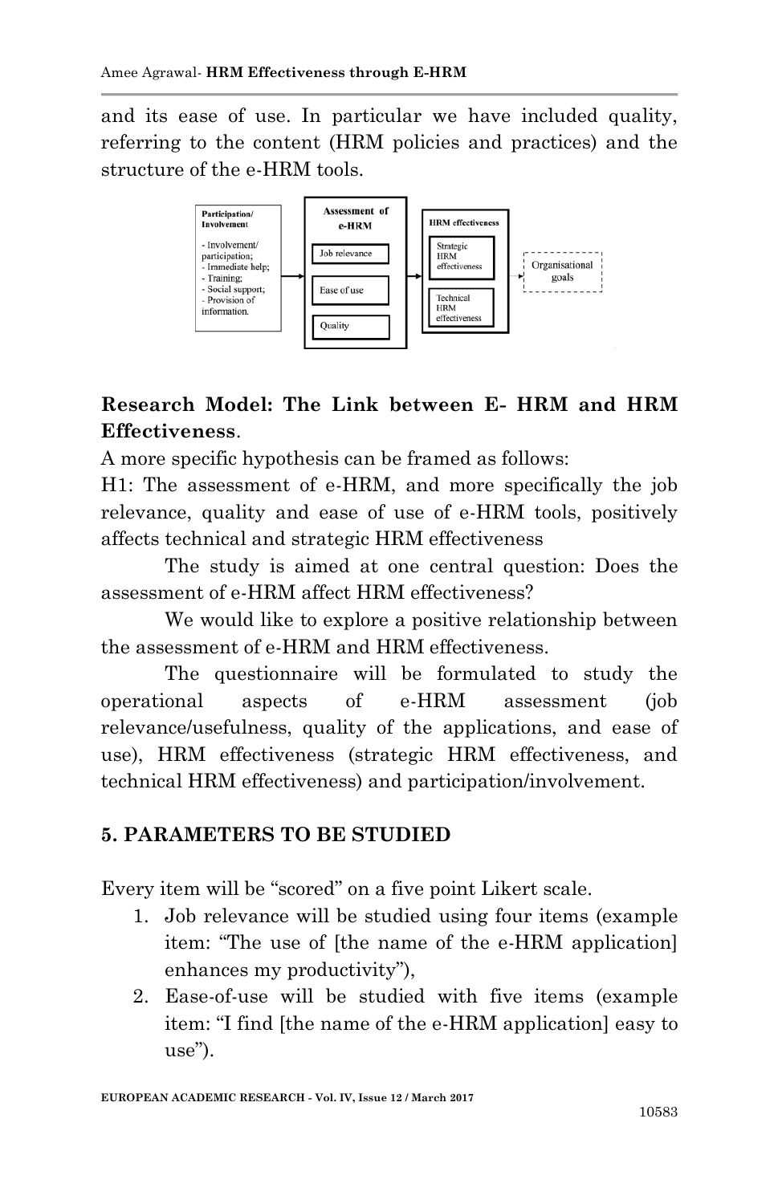and its ease of use. In particular we have included quality, referring to the content (HRM policies and practices) and the structure of the e-HRM tools.

**Research Model: The Link between E- HRM and HRM Effectiveness**.

A more specific hypothesis can be framed as follows:

H1: The assessment of e-HRM, and more specifically the job relevance, quality and ease of use of e-HRM tools, positively affects technical and strategic HRM effectiveness

The study is aimed at one central question: Does the assessment of e-HRM affect HRM effectiveness?

We would like to explore a positive relationship between the assessment of e-HRM and HRM effectiveness.

The questionnaire will be formulated to study the operational aspects of e-HRM assessment (job relevance/usefulness, quality of the applications, and ease of use), HRM effectiveness (strategic HRM effectiveness, and technical HRM effectiveness) and participation/involvement.

## 5. PARAMETERS TO BE STUDIED

Every item will be "scored" on a five point Likert scale.

1. Job relevance will be studied using four items (example item: "The use of [the name of the e-HRM application] enhances my productivity"),
2. Ease-of-use will be studied with five items (example item: "I find [the name of the e-HRM application] easy to use").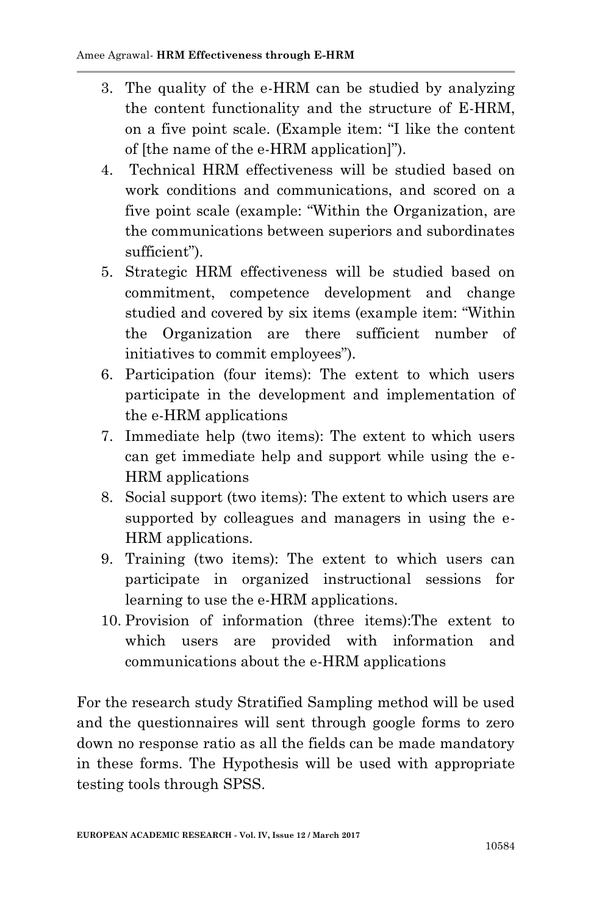3. The quality of the e-HRM can be studied by analyzing the content functionality and the structure of E-HRM, on a five point scale. (Example item: "I like the content of [the name of the e-HRM application]").
4. Technical HRM effectiveness will be studied based on work conditions and communications, and scored on a five point scale (example: "Within the Organization, are the communications between superiors and subordinates sufficient").
5. Strategic HRM effectiveness will be studied based on commitment, competence development and change studied and covered by six items (example item: "Within the Organization are there sufficient number of initiatives to commit employees").
6. Participation (four items): The extent to which users participate in the development and implementation of the e-HRM applications
7. Immediate help (two items): The extent to which users can get immediate help and support while using the e-HRM applications
8. Social support (two items): The extent to which users are supported by colleagues and managers in using the e-HRM applications.
9. Training (two items): The extent to which users can participate in organized instructional sessions for learning to use the e-HRM applications.
10. Provision of information (three items):The extent to which users are provided with information and communications about the e-HRM applications

For the research study Stratified Sampling method will be used and the questionnaires will sent through google forms to zero down no response ratio as all the fields can be made mandatory in these forms. The Hypothesis will be used with appropriate testing tools through SPSS.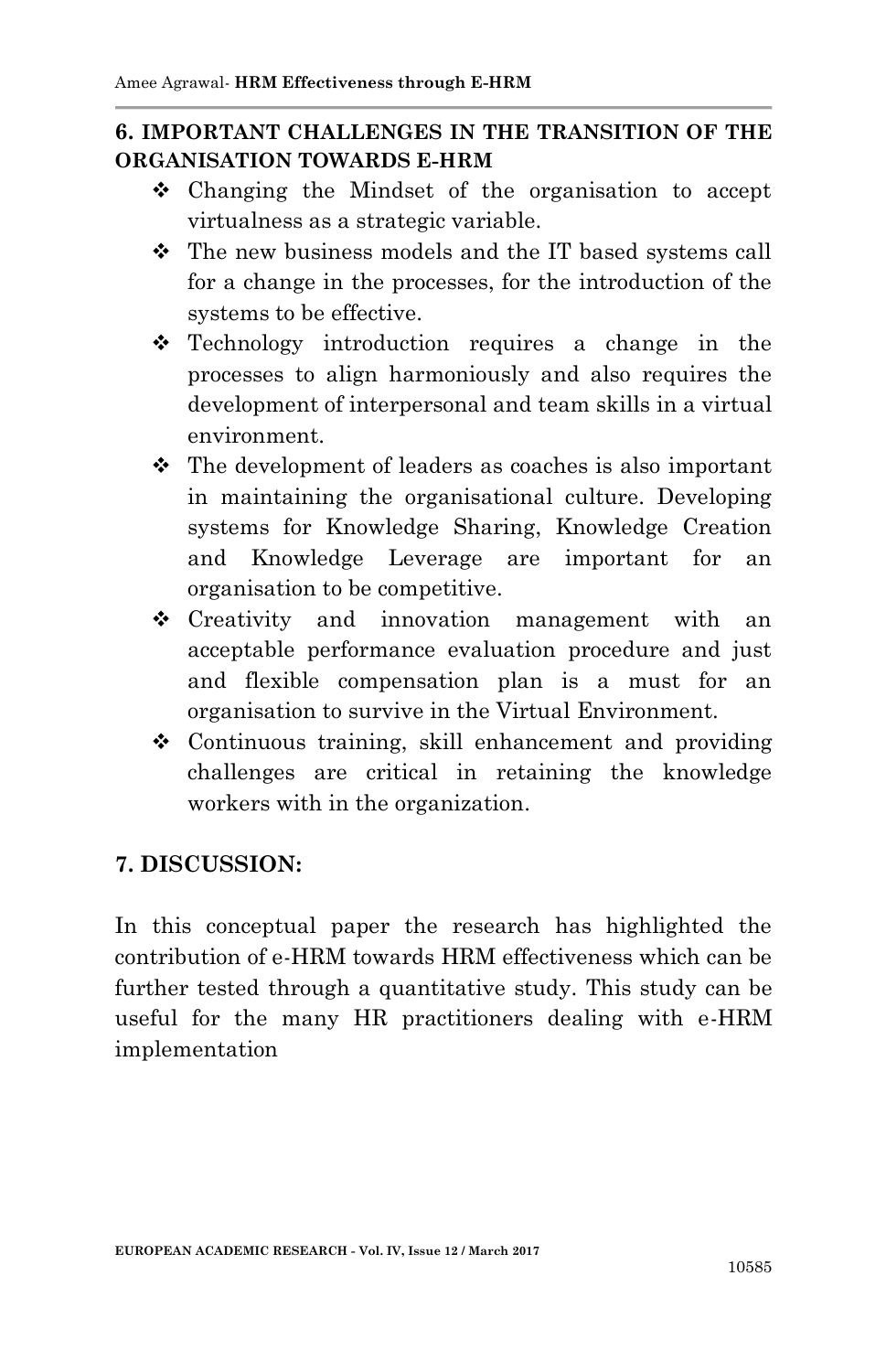## 6. IMPORTANT CHALLENGES IN THE TRANSITION OF THE ORGANISATION TOWARDS E-HRM

- Changing the Mindset of the organisation to accept virtualness as a strategic variable.
- The new business models and the IT based systems call for a change in the processes, for the introduction of the systems to be effective.
- Technology introduction requires a change in the processes to align harmoniously and also requires the development of interpersonal and team skills in a virtual environment.
- The development of leaders as coaches is also important in maintaining the organisational culture. Developing systems for Knowledge Sharing, Knowledge Creation and Knowledge Leverage are important for an organisation to be competitive.
- Creativity and innovation management with an acceptable performance evaluation procedure and just and flexible compensation plan is a must for an organisation to survive in the Virtual Environment.
- Continuous training, skill enhancement and providing challenges are critical in retaining the knowledge workers with in the organization.

## 7. DISCUSSION:

In this conceptual paper the research has highlighted the contribution of e-HRM towards HRM effectiveness which can be further tested through a quantitative study. This study can be useful for the many HR practitioners dealing with e-HRM implementation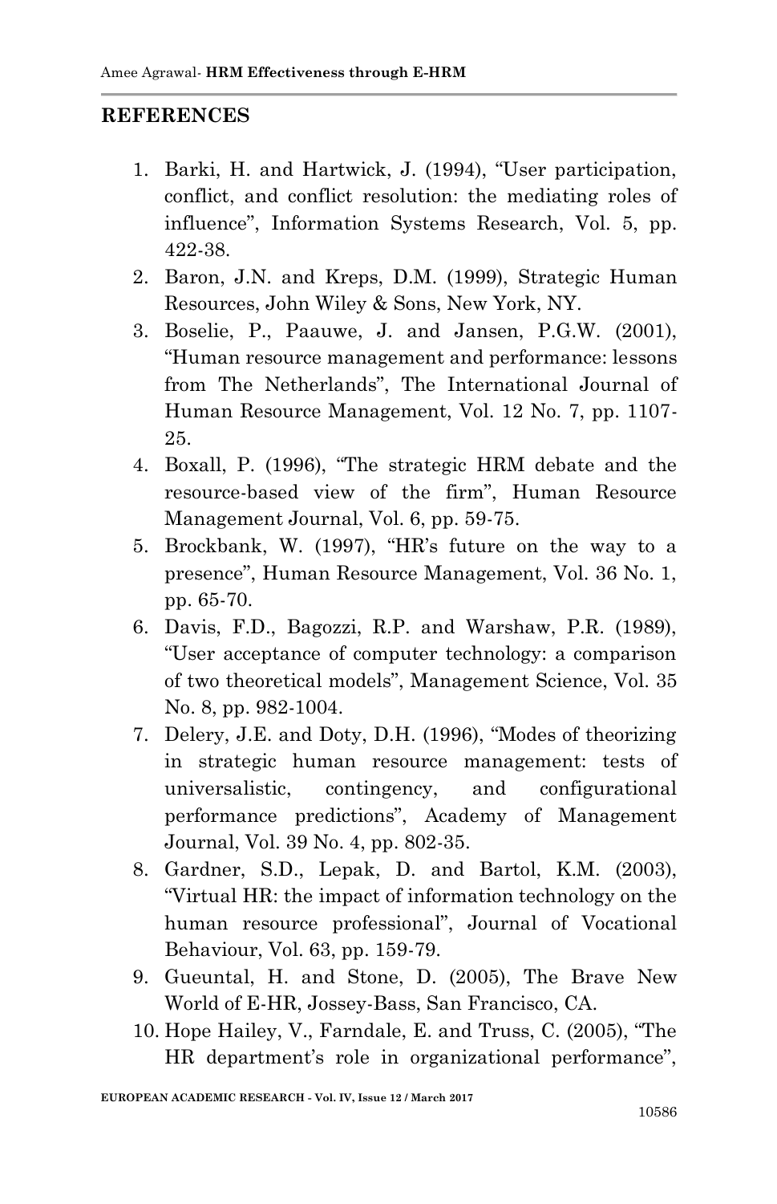## REFERENCES

1. Barki, H. and Hartwick, J. (1994), "User participation, conflict, and conflict resolution: the mediating roles of influence", Information Systems Research, Vol. 5, pp. 422-38.
2. Baron, J.N. and Kreps, D.M. (1999), Strategic Human Resources, John Wiley & Sons, New York, NY.
3. Boselie, P., Paauwe, J. and Jansen, P.G.W. (2001), "Human resource management and performance: lessons from The Netherlands", The International Journal of Human Resource Management, Vol. 12 No. 7, pp. 1107-25.
4. Boxall, P. (1996), "The strategic HRM debate and the resource-based view of the firm", Human Resource Management Journal, Vol. 6, pp. 59-75.
5. Brockbank, W. (1997), "HR's future on the way to a presence", Human Resource Management, Vol. 36 No. 1, pp. 65-70.
6. Davis, F.D., Bagozzi, R.P. and Warshaw, P.R. (1989), "User acceptance of computer technology: a comparison of two theoretical models", Management Science, Vol. 35 No. 8, pp. 982-1004.
7. Delery, J.E. and Doty, D.H. (1996), "Modes of theorizing in strategic human resource management: tests of universalistic, contingency, and configurational performance predictions", Academy of Management Journal, Vol. 39 No. 4, pp. 802-35.
8. Gardner, S.D., Lepak, D. and Bartol, K.M. (2003), "Virtual HR: the impact of information technology on the human resource professional", Journal of Vocational Behaviour, Vol. 63, pp. 159-79.
9. Gueuntal, H. and Stone, D. (2005), The Brave New World of E-HR, Jossey-Bass, San Francisco, CA.
10. Hope Hailey, V., Farndale, E. and Truss, C. (2005), "The HR department's role in organizational performance",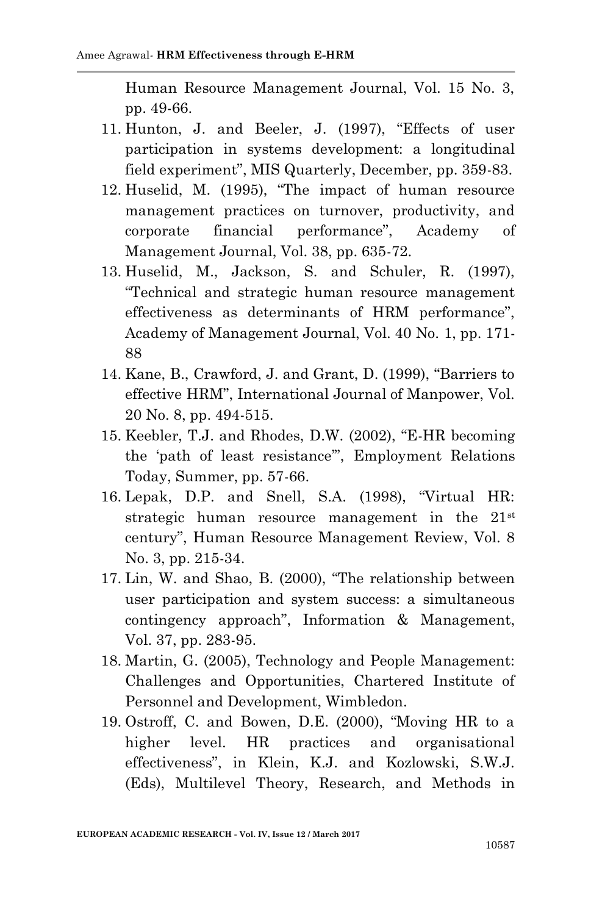Human Resource Management Journal, Vol. 15 No. 3, pp. 49-66.

11. Hunton, J. and Beeler, J. (1997), "Effects of user participation in systems development: a longitudinal field experiment", MIS Quarterly, December, pp. 359-83.
12. Huselid, M. (1995), "The impact of human resource management practices on turnover, productivity, and corporate financial performance", Academy of Management Journal, Vol. 38, pp. 635-72.
13. Huselid, M., Jackson, S. and Schuler, R. (1997), "Technical and strategic human resource management effectiveness as determinants of HRM performance", Academy of Management Journal, Vol. 40 No. 1, pp. 171-88
14. Kane, B., Crawford, J. and Grant, D. (1999), "Barriers to effective HRM", International Journal of Manpower, Vol. 20 No. 8, pp. 494-515.
15. Keebler, T.J. and Rhodes, D.W. (2002), "E-HR becoming the 'path of least resistance'", Employment Relations Today, Summer, pp. 57-66.
16. Lepak, D.P. and Snell, S.A. (1998), "Virtual HR: strategic human resource management in the 21st century", Human Resource Management Review, Vol. 8 No. 3, pp. 215-34.
17. Lin, W. and Shao, B. (2000), "The relationship between user participation and system success: a simultaneous contingency approach", Information & Management, Vol. 37, pp. 283-95.
18. Martin, G. (2005), Technology and People Management: Challenges and Opportunities, Chartered Institute of Personnel and Development, Wimbledon.
19. Ostroff, C. and Bowen, D.E. (2000), "Moving HR to a higher level. HR practices and organisational effectiveness", in Klein, K.J. and Kozlowski, S.W.J. (Eds), Multilevel Theory, Research, and Methods in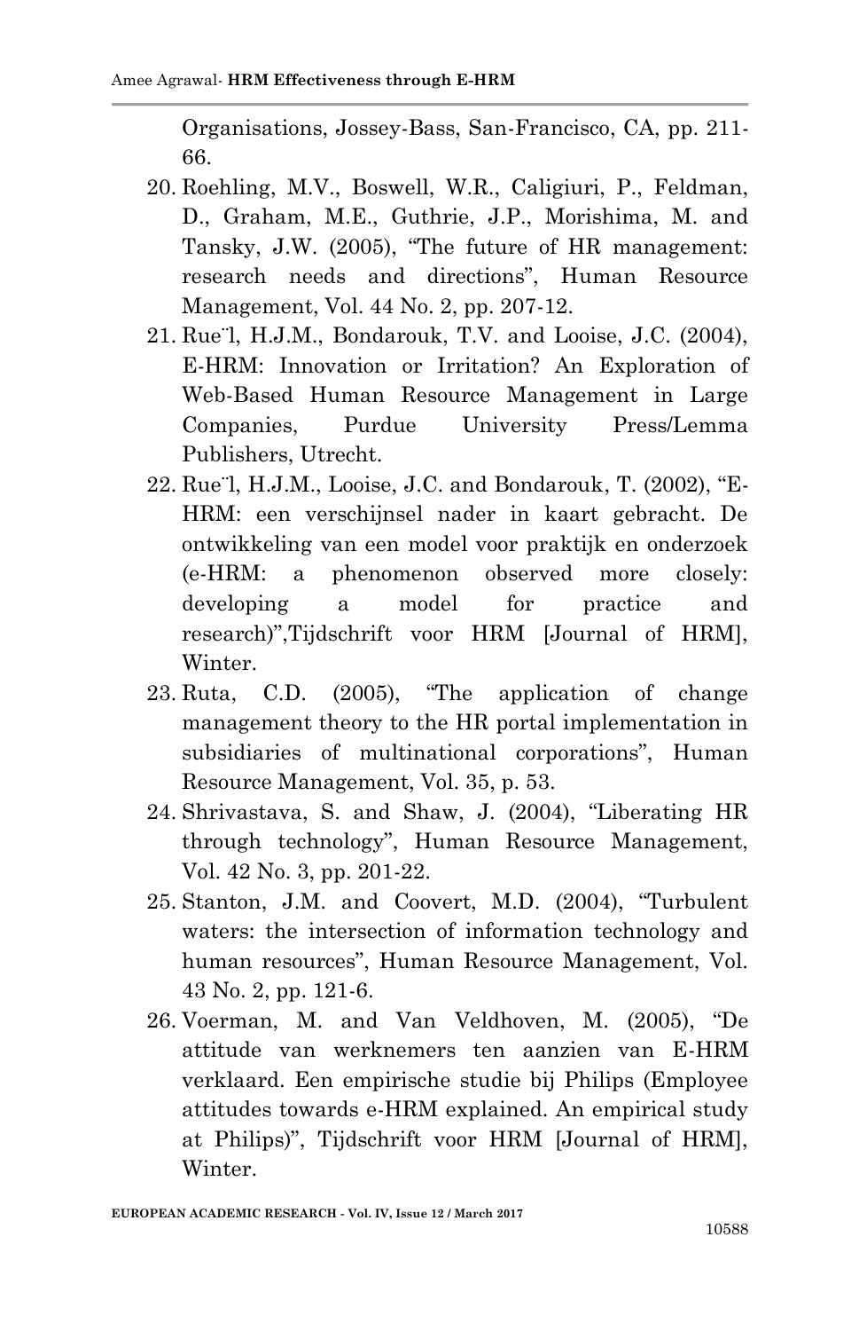Organisations, Jossey-Bass, San-Francisco, CA, pp. 211-66.

20. Roehling, M.V., Boswell, W.R., Caligiuri, P., Feldman, D., Graham, M.E., Guthrie, J.P., Morishima, M. and Tansky, J.W. (2005), "The future of HR management: research needs and directions", Human Resource Management, Vol. 44 No. 2, pp. 207-12.
21. Rue¨l, H.J.M., Bondarouk, T.V. and Looise, J.C. (2004), E-HRM: Innovation or Irritation? An Exploration of Web-Based Human Resource Management in Large Companies, Purdue University Press/Lemma Publishers, Utrecht.
22. Rue¨l, H.J.M., Looise, J.C. and Bondarouk, T. (2002), "E-HRM: een verschijnsel nader in kaart gebracht. De ontwikkeling van een model voor praktijk en onderzoek (e-HRM: a phenomenon observed more closely: developing a model for practice and research)",Tijdschrift voor HRM [Journal of HRM], Winter.
23. Ruta, C.D. (2005), "The application of change management theory to the HR portal implementation in subsidiaries of multinational corporations", Human Resource Management, Vol. 35, p. 53.
24. Shrivastava, S. and Shaw, J. (2004), "Liberating HR through technology", Human Resource Management, Vol. 42 No. 3, pp. 201-22.
25. Stanton, J.M. and Coovert, M.D. (2004), "Turbulent waters: the intersection of information technology and human resources", Human Resource Management, Vol. 43 No. 2, pp. 121-6.
26. Voerman, M. and Van Veldhoven, M. (2005), "De attitude van werknemers ten aanzien van E-HRM verklaard. Een empirische studie bij Philips (Employee attitudes towards e-HRM explained. An empirical study at Philips)", Tijdschrift voor HRM [Journal of HRM], Winter.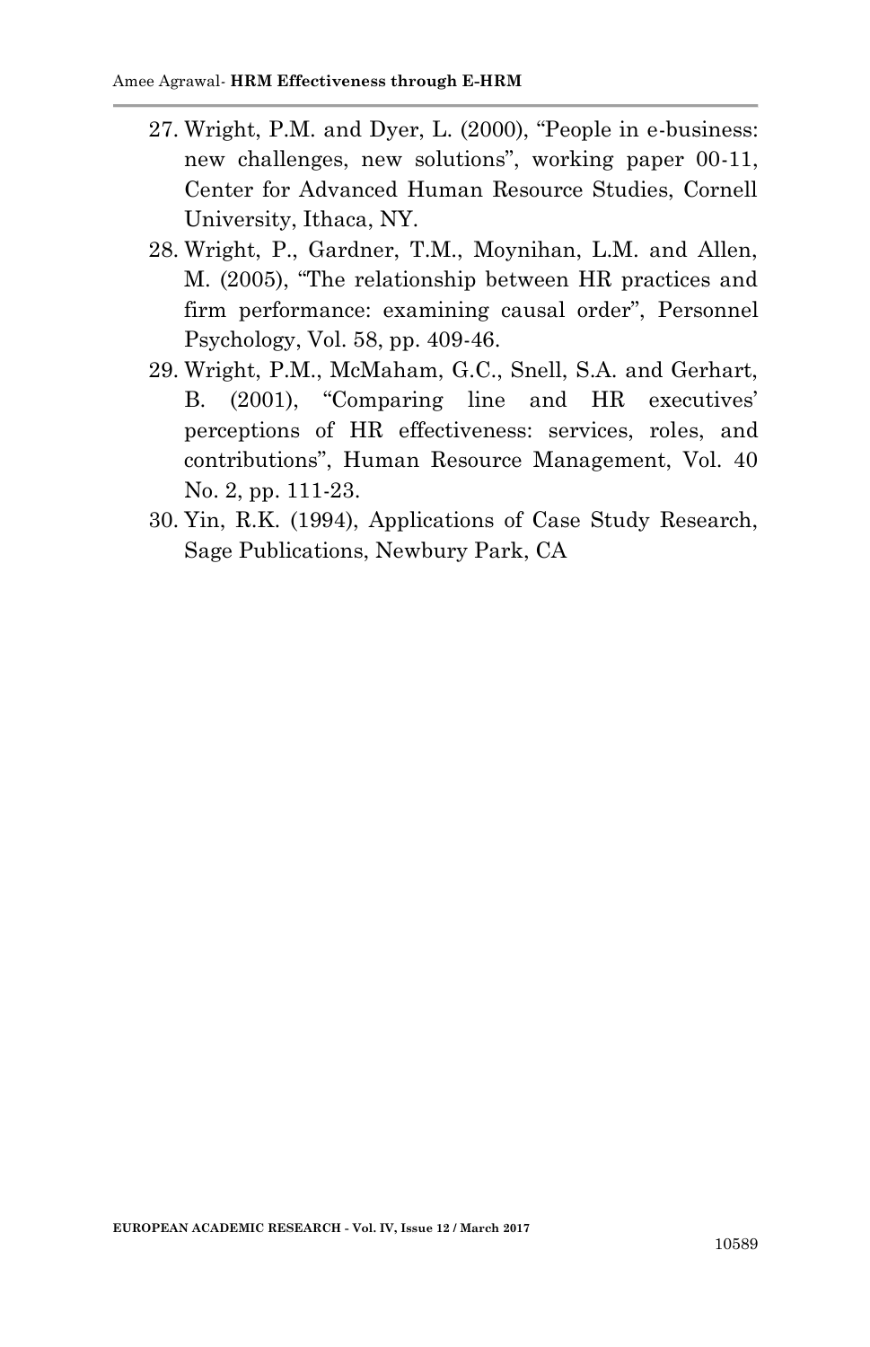27. Wright, P.M. and Dyer, L. (2000), "People in e-business: new challenges, new solutions", working paper 00-11, Center for Advanced Human Resource Studies, Cornell University, Ithaca, NY.
28. Wright, P., Gardner, T.M., Moynihan, L.M. and Allen, M. (2005), "The relationship between HR practices and firm performance: examining causal order", Personnel Psychology, Vol. 58, pp. 409-46.
29. Wright, P.M., McMaham, G.C., Snell, S.A. and Gerhart, B. (2001), "Comparing line and HR executives' perceptions of HR effectiveness: services, roles, and contributions", Human Resource Management, Vol. 40 No. 2, pp. 111-23.
30. Yin, R.K. (1994), Applications of Case Study Research, Sage Publications, Newbury Park, CA